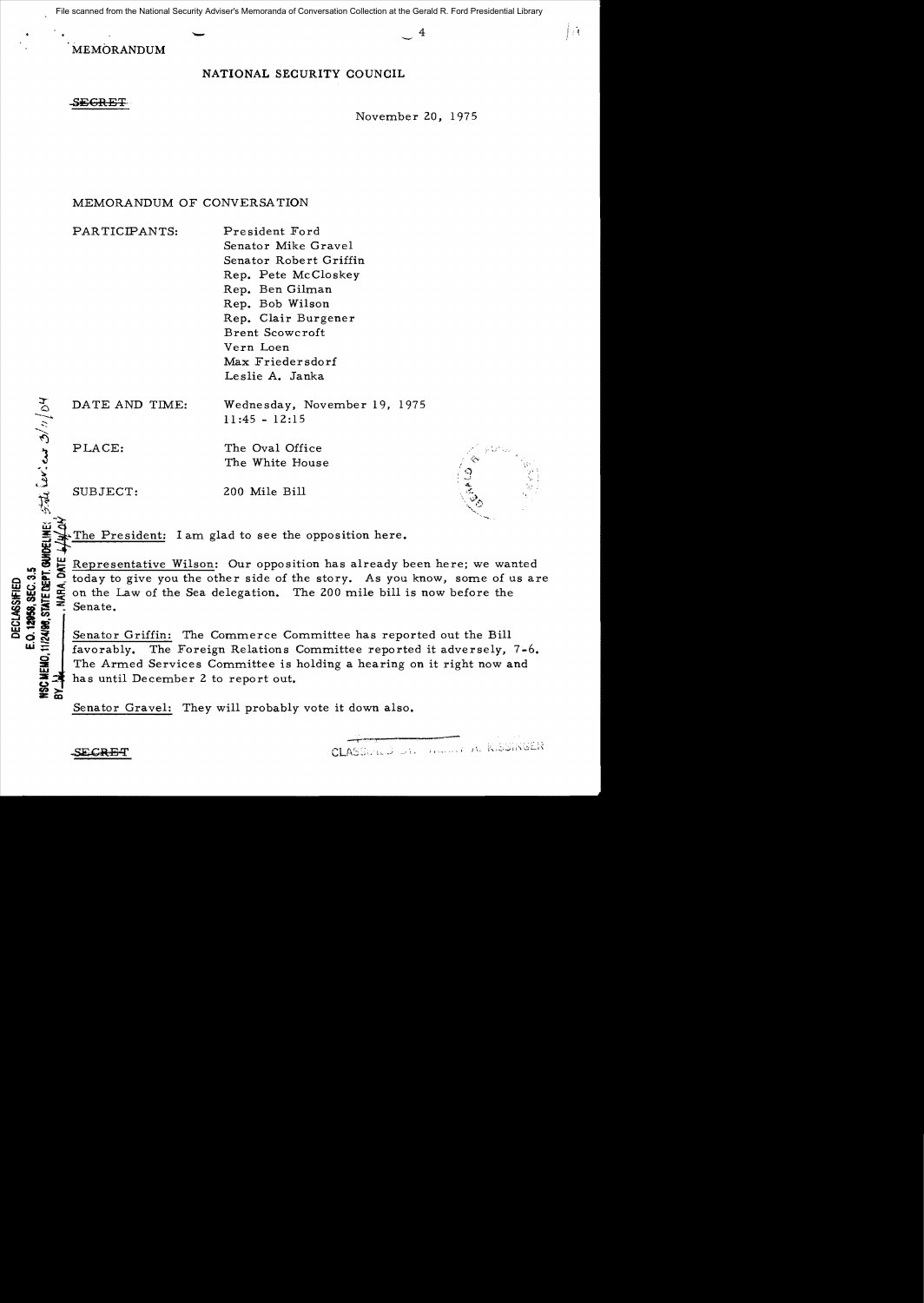MEMORANDUM

NATIONAL SECURITY COUNCIL

~~SECRET~~

November 20, 1975

MEMORANDUM OF CONVERSATION

PARTICIPANTS:
President Ford
Senator Mike Gravel
Senator Robert Griffin
Rep. Pete McCloskey
Rep. Ben Gilman
Rep. Bob Wilson
Rep. Clair Burgener
Brent Scowcroft
Vern Loen
Max Friedersdorf
Leslie A. Janka

DATE AND TIME: Wednesday, November 19, 1975
11:45 - 12:15

PLACE: The Oval Office
The White House

SUBJECT: 200 Mile Bill

DECLASSIFIED
E.O. 12958, SEC. 3.5
NSC MEMO, 11/24/98, STATE DEPT. GUIDELINES, State Dept Review 3/11/04
BY ___, NARA, DATE ___

The President: I am glad to see the opposition here.

Representative Wilson: Our opposition has already been here; we wanted today to give you the other side of the story. As you know, some of us are on the Law of the Sea delegation. The 200 mile bill is now before the Senate.

Senator Griffin: The Commerce Committee has reported out the Bill favorably. The Foreign Relations Committee reported it adversely, 7-6. The Armed Services Committee is holding a hearing on it right now and has until December 2 to report out.

Senator Gravel: They will probably vote it down also.

~~SECRET~~

CLASSIFIED BY HENRY A. KISSINGER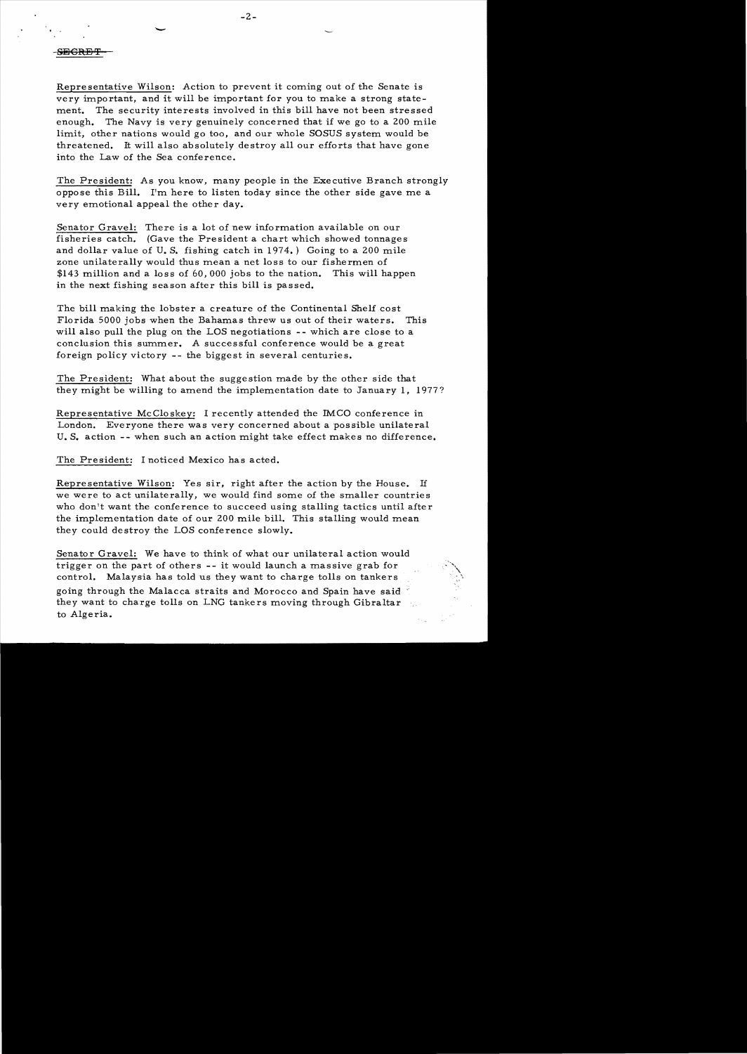SECRET

Representative Wilson: Action to prevent it coming out of the Senate is very important, and it will be important for you to make a strong statement. The security interests involved in this bill have not been stressed enough. The Navy is very genuinely concerned that if we go to a 200 mile limit, other nations would go too, and our whole SOSUS system would be threatened. It will also absolutely destroy all our efforts that have gone into the Law of the Sea conference.

The President: As you know, many people in the Executive Branch strongly oppose this Bill. I'm here to listen today since the other side gave me a very emotional appeal the other day.

Senator Gravel: There is a lot of new information available on our fisheries catch. (Gave the President a chart which showed tonnages and dollar value of U. S. fishing catch in 1974.) Going to a 200 mile zone unilaterally would thus mean a net loss to our fishermen of \$143 million and a loss of 60,000 jobs to the nation. This will happen in the next fishing season after this bill is passed.

The bill making the lobster a creature of the Continental Shelf cost Florida 5000 jobs when the Bahamas threw us out of their waters. This will also pull the plug on the LOS negotiations -- which are close to a conclusion this summer. A successful conference would be a great foreign policy victory -- the biggest in several centuries.

The President: What about the suggestion made by the other side that they might be willing to amend the implementation date to January 1, 1977?

Representative McCloskey: I recently attended the IMCO conference in London. Everyone there was very concerned about a possible unilateral U. S. action -- when such an action might take effect makes no difference.

The President: I noticed Mexico has acted.

Representative Wilson: Yes sir, right after the action by the House. If we were to act unilaterally, we would find some of the smaller countries who don't want the conference to succeed using stalling tactics until after the implementation date of our 200 mile bill. This stalling would mean they could destroy the LOS conference slowly.

Senator Gravel: We have to think of what our unilateral action would trigger on the part of others -- it would launch a massive grab for control. Malaysia has told us they want to charge tolls on tankers going through the Malacca straits and Morocco and Spain have said they want to charge tolls on LNG tankers moving through Gibraltar to Algeria.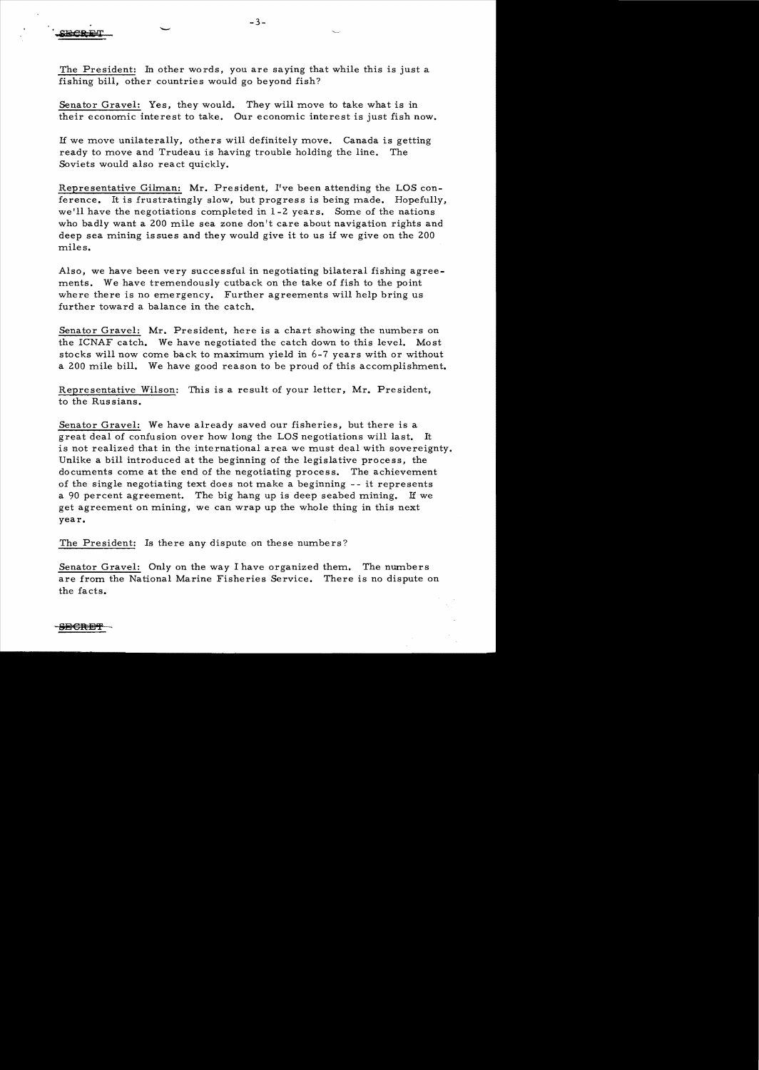The President: In other words, you are saying that while this is just a fishing bill, other countries would go beyond fish?

Senator Gravel: Yes, they would. They will move to take what is in their economic interest to take. Our economic interest is just fish now.

If we move unilaterally, others will definitely move. Canada is getting ready to move and Trudeau is having trouble holding the line. The Soviets would also react quickly.

Representative Gilman: Mr. President, I've been attending the LOS conference. It is frustratingly slow, but progress is being made. Hopefully, we'll have the negotiations completed in 1-2 years. Some of the nations who badly want a 200 mile sea zone don't care about navigation rights and deep sea mining issues and they would give it to us if we give on the 200 miles.

Also, we have been very successful in negotiating bilateral fishing agreements. We have tremendously cutback on the take of fish to the point where there is no emergency. Further agreements will help bring us further toward a balance in the catch.

Senator Gravel: Mr. President, here is a chart showing the numbers on the ICNAF catch. We have negotiated the catch down to this level. Most stocks will now come back to maximum yield in 6-7 years with or without a 200 mile bill. We have good reason to be proud of this accomplishment.

Representative Wilson: This is a result of your letter, Mr. President, to the Russians.

Senator Gravel: We have already saved our fisheries, but there is a great deal of confusion over how long the LOS negotiations will last. It is not realized that in the international area we must deal with sovereignty. Unlike a bill introduced at the beginning of the legislative process, the documents come at the end of the negotiating process. The achievement of the single negotiating text does not make a beginning -- it represents a 90 percent agreement. The big hang up is deep seabed mining. If we get agreement on mining, we can wrap up the whole thing in this next year.

The President: Is there any dispute on these numbers?

Senator Gravel: Only on the way I have organized them. The numbers are from the National Marine Fisheries Service. There is no dispute on the facts.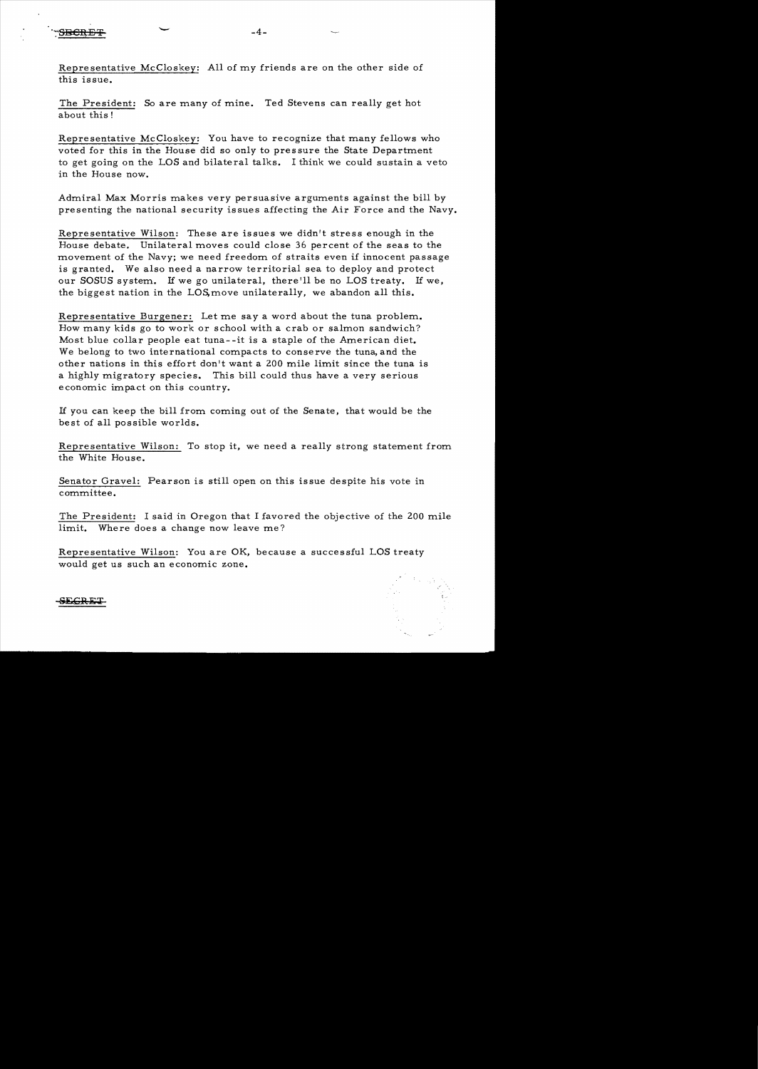Representative McCloskey: All of my friends are on the other side of this issue.

The President: So are many of mine. Ted Stevens can really get hot about this!

Representative McCloskey: You have to recognize that many fellows who voted for this in the House did so only to pressure the State Department to get going on the LOS and bilateral talks. I think we could sustain a veto in the House now.

Admiral Max Morris makes very persuasive arguments against the bill by presenting the national security issues affecting the Air Force and the Navy.

Representative Wilson: These are issues we didn't stress enough in the House debate. Unilateral moves could close 36 percent of the seas to the movement of the Navy; we need freedom of straits even if innocent passage is granted. We also need a narrow territorial sea to deploy and protect our SOSUS system. If we go unilateral, there'll be no LOS treaty. If we, the biggest nation in the LOS, move unilaterally, we abandon all this.

Representative Burgener: Let me say a word about the tuna problem. How many kids go to work or school with a crab or salmon sandwich? Most blue collar people eat tuna--it is a staple of the American diet. We belong to two international compacts to conserve the tuna, and the other nations in this effort don't want a 200 mile limit since the tuna is a highly migratory species. This bill could thus have a very serious economic impact on this country.

If you can keep the bill from coming out of the Senate, that would be the best of all possible worlds.

Representative Wilson: To stop it, we need a really strong statement from the White House.

Senator Gravel: Pearson is still open on this issue despite his vote in committee.

The President: I said in Oregon that I favored the objective of the 200 mile limit. Where does a change now leave me?

Representative Wilson: You are OK, because a successful LOS treaty would get us such an economic zone.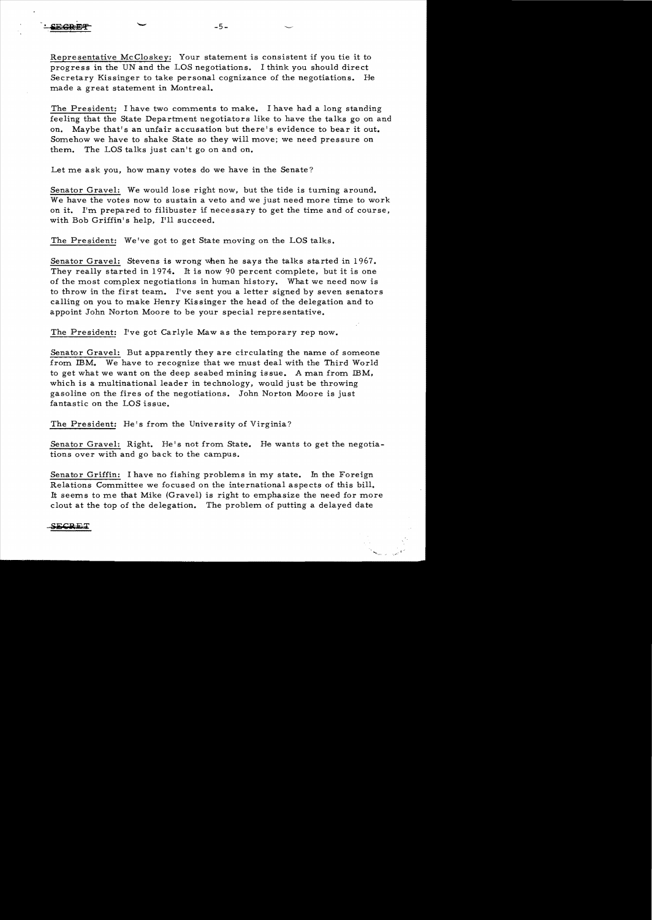Representative McCloskey: Your statement is consistent if you tie it to progress in the UN and the LOS negotiations. I think you should direct Secretary Kissinger to take personal cognizance of the negotiations. He made a great statement in Montreal.

The President: I have two comments to make. I have had a long standing feeling that the State Department negotiators like to have the talks go on and on. Maybe that's an unfair accusation but there's evidence to bear it out. Somehow we have to shake State so they will move; we need pressure on them. The LOS talks just can't go on and on.

Let me ask you, how many votes do we have in the Senate?

Senator Gravel: We would lose right now, but the tide is turning around. We have the votes now to sustain a veto and we just need more time to work on it. I'm prepared to filibuster if necessary to get the time and of course, with Bob Griffin's help, I'll succeed.

The President: We've got to get State moving on the LOS talks.

Senator Gravel: Stevens is wrong when he says the talks started in 1967. They really started in 1974. It is now 90 percent complete, but it is one of the most complex negotiations in human history. What we need now is to throw in the first team. I've sent you a letter signed by seven senators calling on you to make Henry Kissinger the head of the delegation and to appoint John Norton Moore to be your special representative.

The President: I've got Carlyle Maw as the temporary rep now.

Senator Gravel: But apparently they are circulating the name of someone from IBM. We have to recognize that we must deal with the Third World to get what we want on the deep seabed mining issue. A man from IBM, which is a multinational leader in technology, would just be throwing gasoline on the fires of the negotiations. John Norton Moore is just fantastic on the LOS issue.

The President: He's from the University of Virginia?

Senator Gravel: Right. He's not from State. He wants to get the negotiations over with and go back to the campus.

Senator Griffin: I have no fishing problems in my state. In the Foreign Relations Committee we focused on the international aspects of this bill. It seems to me that Mike (Gravel) is right to emphasize the need for more clout at the top of the delegation. The problem of putting a delayed date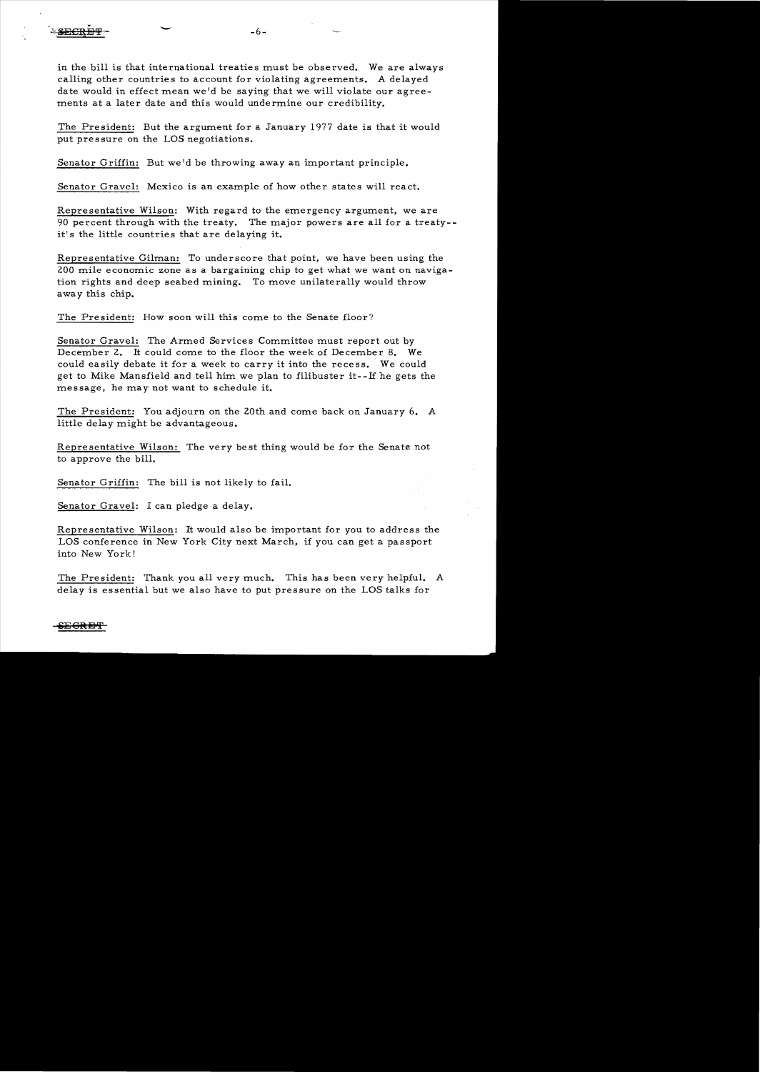in the bill is that international treaties must be observed. We are always calling other countries to account for violating agreements. A delayed date would in effect mean we'd be saying that we will violate our agreements at a later date and this would undermine our credibility.

The President: But the argument for a January 1977 date is that it would put pressure on the LOS negotiations.

Senator Griffin: But we'd be throwing away an important principle.

Senator Gravel: Mexico is an example of how other states will react.

Representative Wilson: With regard to the emergency argument, we are 90 percent through with the treaty. The major powers are all for a treaty--it's the little countries that are delaying it.

Representative Gilman: To underscore that point, we have been using the 200 mile economic zone as a bargaining chip to get what we want on navigation rights and deep seabed mining. To move unilaterally would throw away this chip.

The President: How soon will this come to the Senate floor?

Senator Gravel: The Armed Services Committee must report out by December 2. It could come to the floor the week of December 8. We could easily debate it for a week to carry it into the recess. We could get to Mike Mansfield and tell him we plan to filibuster it--If he gets the message, he may not want to schedule it.

The President: You adjourn on the 20th and come back on January 6. A little delay might be advantageous.

Representative Wilson: The very best thing would be for the Senate not to approve the bill.

Senator Griffin: The bill is not likely to fail.

Senator Gravel: I can pledge a delay.

Representative Wilson: It would also be important for you to address the LOS conference in New York City next March, if you can get a passport into New York!

The President: Thank you all very much. This has been very helpful. A delay is essential but we also have to put pressure on the LOS talks for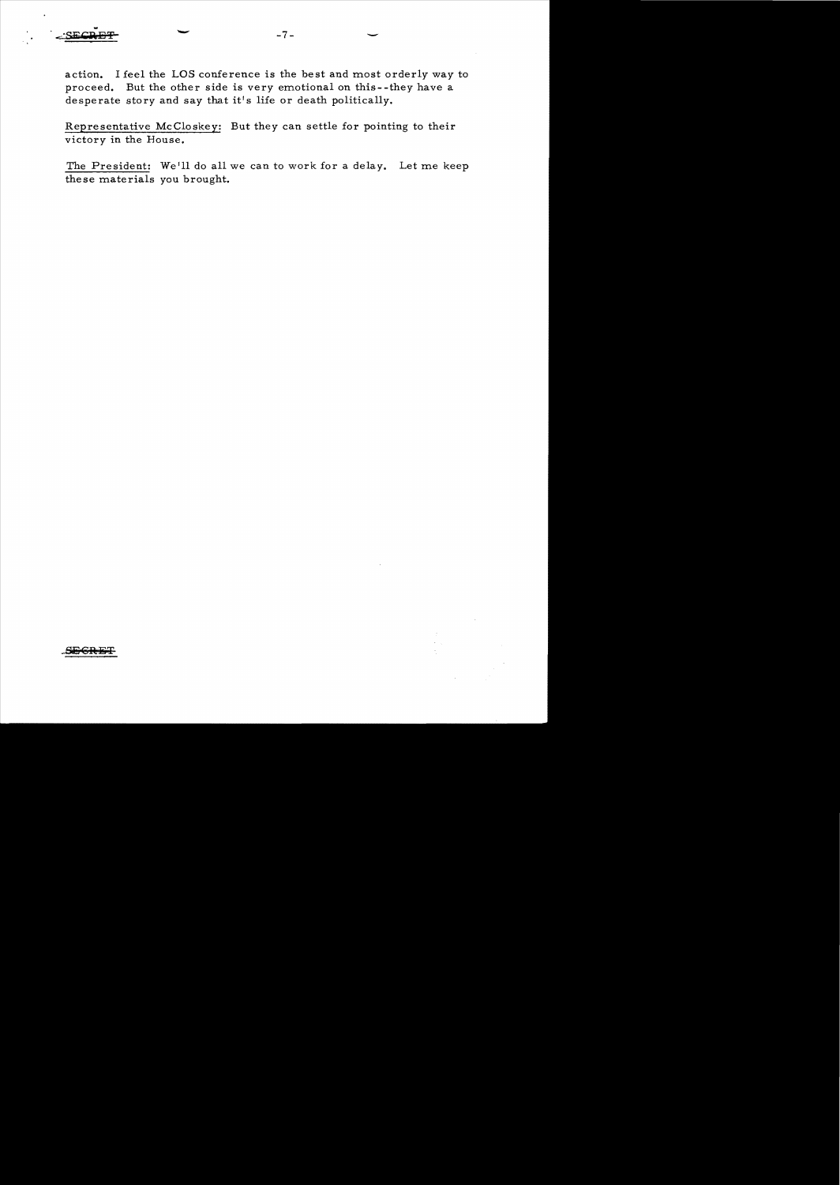action. I feel the LOS conference is the best and most orderly way to proceed. But the other side is very emotional on this--they have a desperate story and say that it's life or death politically.

Representative McCloskey: But they can settle for pointing to their victory in the House.

The President: We'll do all we can to work for a delay. Let me keep these materials you brought.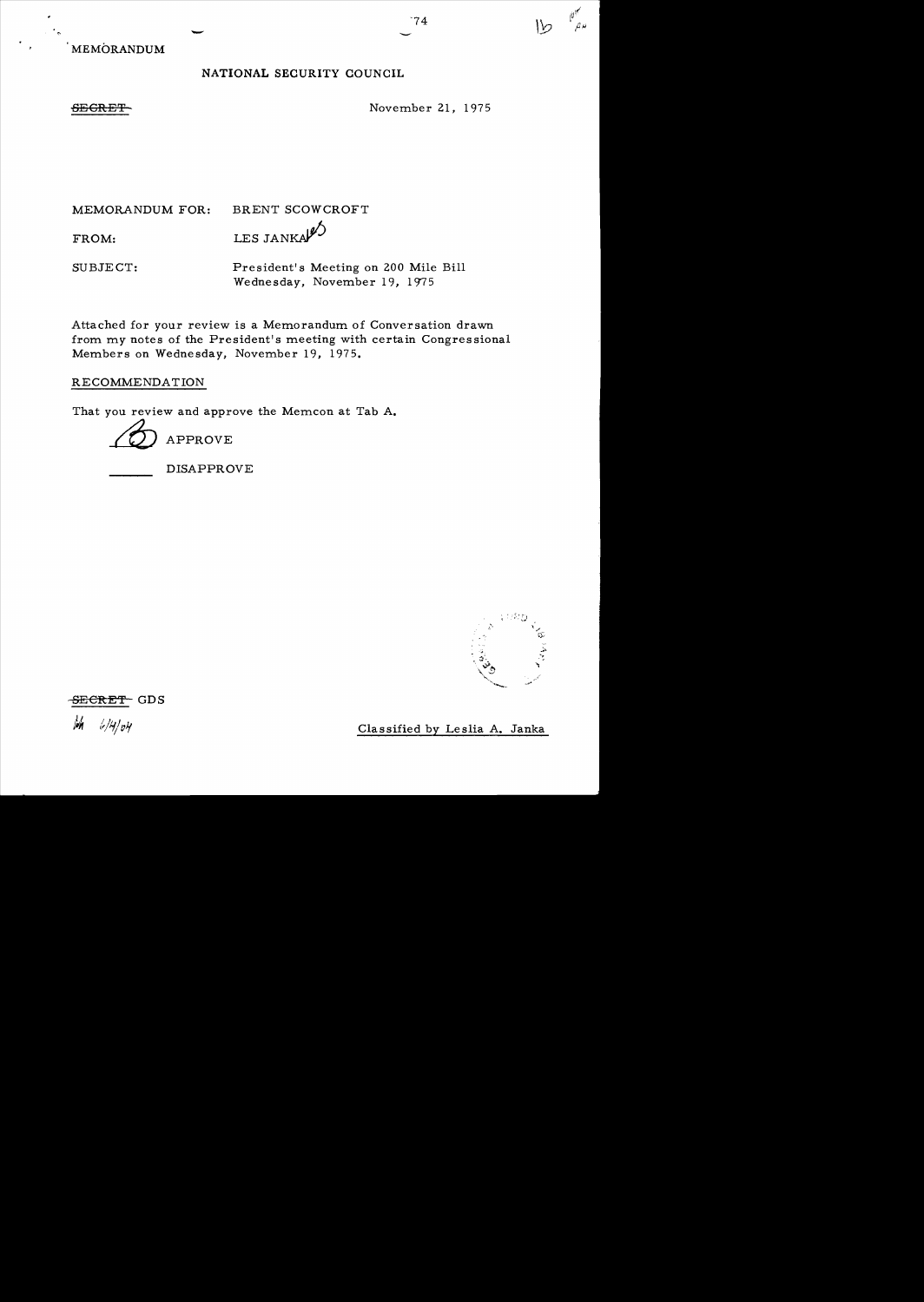MEMORANDUM

NATIONAL SECURITY COUNCIL

~~SECRET~~

November 21, 1975

MEMORANDUM FOR: BRENT SCOWCROFT

FROM: LES JANKA

SUBJECT: President's Meeting on 200 Mile Bill Wednesday, November 19, 1975

Attached for your review is a Memorandum of Conversation drawn from my notes of the President's meeting with certain Congressional Members on Wednesday, November 19, 1975.

RECOMMENDATION

That you review and approve the Memcon at Tab A.

B APPROVE

_____ DISAPPROVE

~~SECRET~~ GDS

Classified by Leslia A. Janka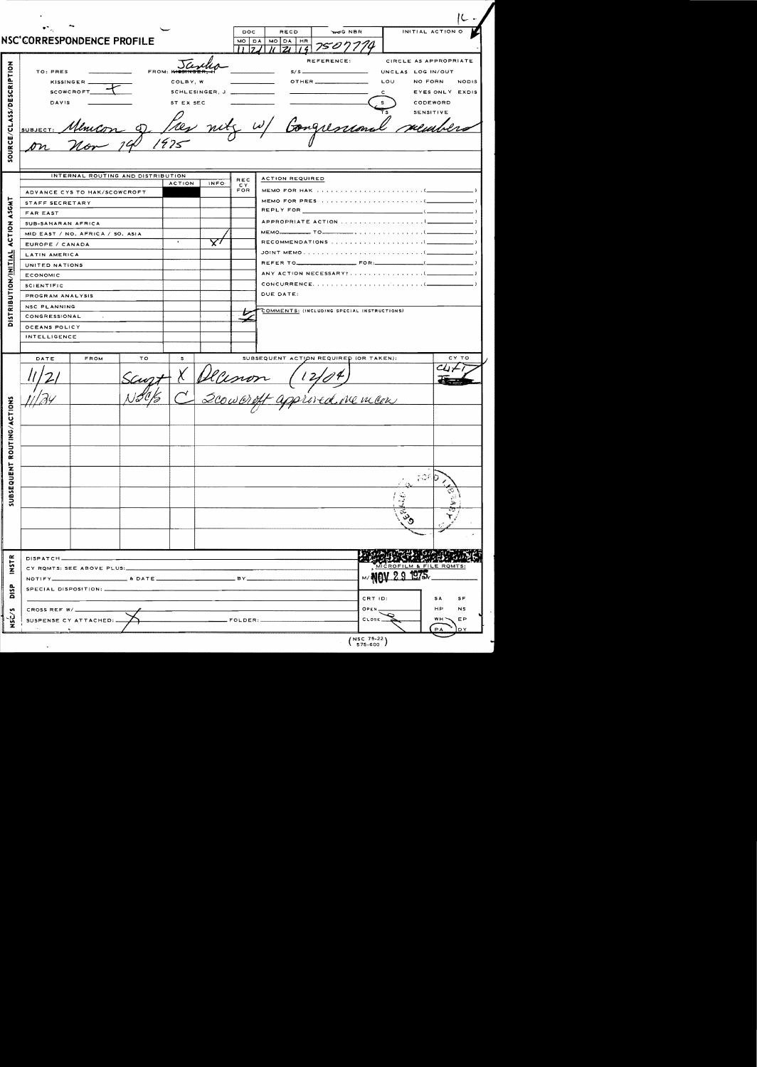# NSC CORRESPONDENCE PROFILE

| DOC MO | DOC DA | RECD MO | RECD DA | HR | LOG NBR | INITIAL ACTION O |
|---|---|---|---|---|---|---|
| 11 | 21 | 11 | 21 | 19 | 7507774 | |

## SOURCE/CLASS/DESCRIPTION

TO: PRES
KISSINGER
SCOWCROFT X
DAVIS

FROM: ~~KISSINGER, H~~ Jarvis
COLBY, W
SCHLESINGER, J
ST EX SEC

S/S
OTHER

REFERENCE:

CIRCLE AS APPROPRIATE: UNCLAS LOG IN/OUT; LOU NO FORN NODIS; C EYES ONLY EXDIS; (S) CODEWORD; TS SENSITIVE

SUBJECT: Memcon of Pres mtg w/ Congressional members on Nov 19 1975

## DISTRIBUTION/INITIAL ACTION ASGMT

| INTERNAL ROUTING AND DISTRIBUTION | ACTION | INFO | REC CY FOR |
|---|---|---|---|
| ADVANCE CYS TO HAK/SCOWCROFT | | | |
| STAFF SECRETARY | | | |
| FAR EAST | | | |
| SUB-SAHARAN AFRICA | | | |
| MID EAST / NO. AFRICA / SO. ASIA | | | |
| EUROPE / CANADA | · | X✓ | |
| LATIN AMERICA | | | |
| UNITED NATIONS | | | |
| ECONOMIC | | | |
| SCIENTIFIC | | | |
| PROGRAM ANALYSIS | | | |
| NSC PLANNING | | | ✓ |
| CONGRESSIONAL | | | |
| OCEANS POLICY | | | |
| INTELLIGENCE | | | |

ACTION REQUIRED
MEMO FOR HAK ( )
MEMO FOR PRES ( )
REPLY FOR ( )
APPROPRIATE ACTION ( )
MEMO TO ( )
RECOMMENDATIONS ( )
JOINT MEMO ( )
REFER TO FOR: ( )
ANY ACTION NECESSARY? ( )
CONCURRENCE ( )
DUE DATE:
COMMENTS: (INCLUDING SPECIAL INSTRUCTIONS)

## SUBSEQUENT ROUTING/ACTIONS

| DATE | FROM | TO | S | SUBSEQUENT ACTION REQUIRED (OR TAKEN): | CY TO |
|---|---|---|---|---|---|
| 11/21 | | Scowcroft | X | Memcon (12/04) | CLIFT |
| 11/24 | | NSCS | C | Scowcroft approved memcon | |

## INSTR / DISP / NSC/S

DISPATCH
CY RQMTS: SEE ABOVE PLUS:
NOTIFY & DATE BY
SPECIAL DISPOSITION:
CROSS REF W/
SUSPENSE CY ATTACHED: FOLDER:

MICROFILM & FILE RQMTS: NOV 29 1975
CRT ID:
OPEN
CLOSE
SA SF
HP NS
WH EP
(PA) DY

(NSC 75-22 575-600)